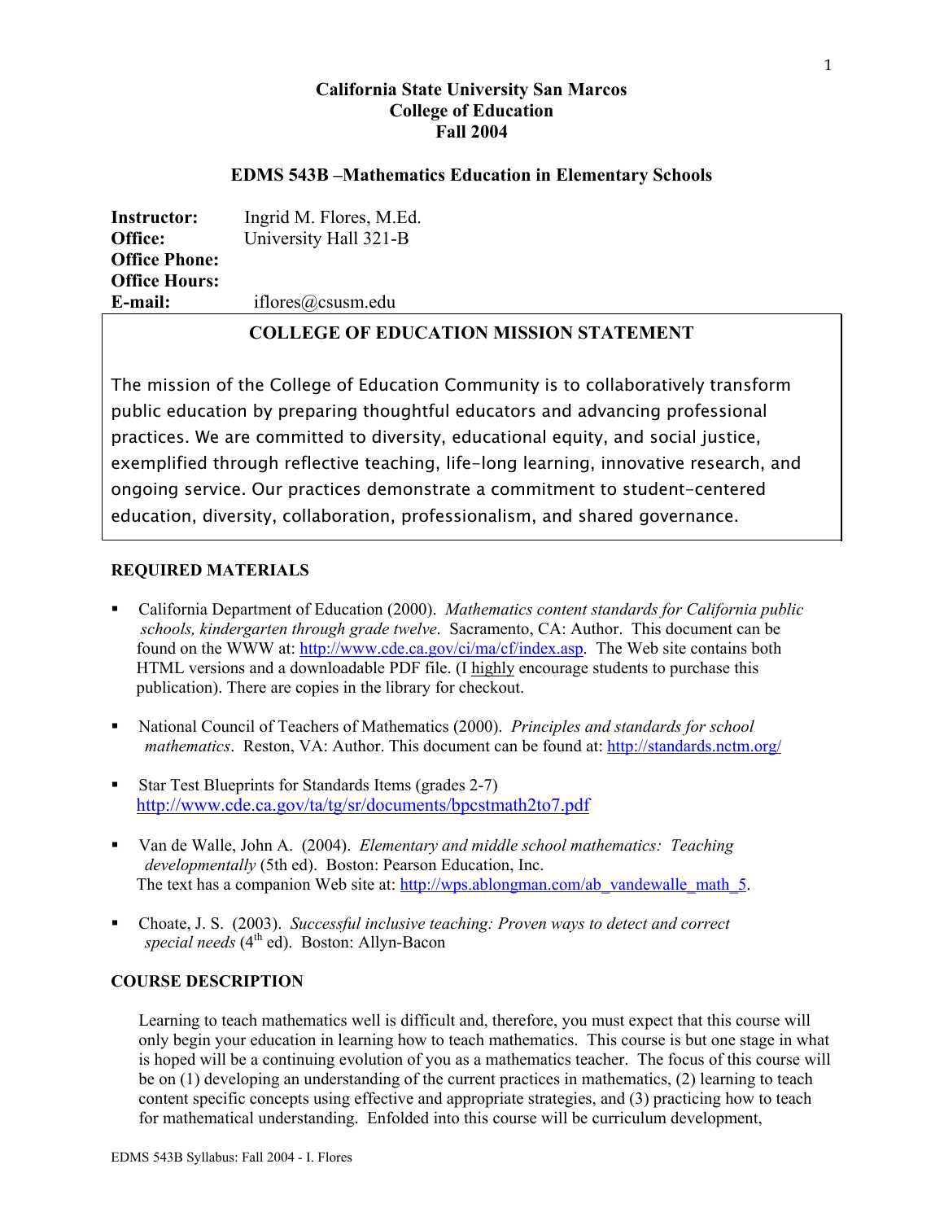**California State University San Marcos**
**College of Education**
**Fall 2004**

# EDMS 543B –Mathematics Education in Elementary Schools

**Instructor:** Ingrid M. Flores, M.Ed.
**Office:** University Hall 321-B
**Office Phone:**
**Office Hours:**
**E-mail:** iflores@csusm.edu

## COLLEGE OF EDUCATION MISSION STATEMENT

The mission of the College of Education Community is to collaboratively transform public education by preparing thoughtful educators and advancing professional practices. We are committed to diversity, educational equity, and social justice, exemplified through reflective teaching, life-long learning, innovative research, and ongoing service. Our practices demonstrate a commitment to student-centered education, diversity, collaboration, professionalism, and shared governance.

## REQUIRED MATERIALS

- California Department of Education (2000). *Mathematics content standards for California public schools, kindergarten through grade twelve*. Sacramento, CA: Author. This document can be found on the WWW at: http://www.cde.ca.gov/ci/ma/cf/index.asp. The Web site contains both HTML versions and a downloadable PDF file. (I highly encourage students to purchase this publication). There are copies in the library for checkout.
- National Council of Teachers of Mathematics (2000). *Principles and standards for school mathematics*. Reston, VA: Author. This document can be found at: http://standards.nctm.org/
- Star Test Blueprints for Standards Items (grades 2-7) http://www.cde.ca.gov/ta/tg/sr/documents/bpcstmath2to7.pdf
- Van de Walle, John A. (2004). *Elementary and middle school mathematics: Teaching developmentally* (5th ed). Boston: Pearson Education, Inc. The text has a companion Web site at: http://wps.ablongman.com/ab_vandewalle_math_5.
- Choate, J. S. (2003). *Successful inclusive teaching: Proven ways to detect and correct special needs* (4th ed). Boston: Allyn-Bacon

## COURSE DESCRIPTION

Learning to teach mathematics well is difficult and, therefore, you must expect that this course will only begin your education in learning how to teach mathematics. This course is but one stage in what is hoped will be a continuing evolution of you as a mathematics teacher. The focus of this course will be on (1) developing an understanding of the current practices in mathematics, (2) learning to teach content specific concepts using effective and appropriate strategies, and (3) practicing how to teach for mathematical understanding. Enfolded into this course will be curriculum development,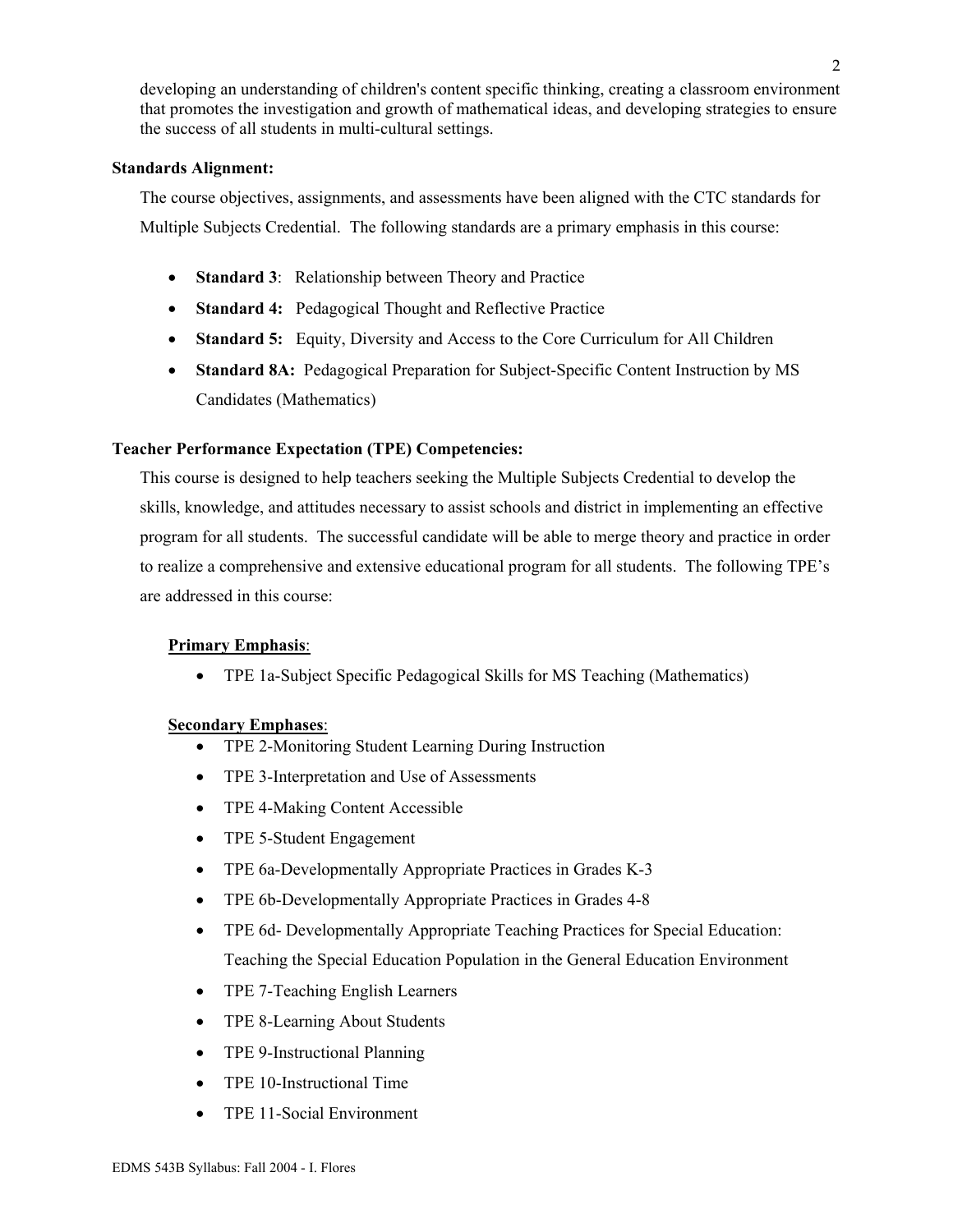developing an understanding of children's content specific thinking, creating a classroom environment that promotes the investigation and growth of mathematical ideas, and developing strategies to ensure the success of all students in multi-cultural settings.

**Standards Alignment:**

The course objectives, assignments, and assessments have been aligned with the CTC standards for Multiple Subjects Credential. The following standards are a primary emphasis in this course:

- **Standard 3**: Relationship between Theory and Practice
- **Standard 4:** Pedagogical Thought and Reflective Practice
- **Standard 5:** Equity, Diversity and Access to the Core Curriculum for All Children
- **Standard 8A:** Pedagogical Preparation for Subject-Specific Content Instruction by MS Candidates (Mathematics)

**Teacher Performance Expectation (TPE) Competencies:**

This course is designed to help teachers seeking the Multiple Subjects Credential to develop the skills, knowledge, and attitudes necessary to assist schools and district in implementing an effective program for all students. The successful candidate will be able to merge theory and practice in order to realize a comprehensive and extensive educational program for all students. The following TPE's are addressed in this course:

**Primary Emphasis**:

- TPE 1a-Subject Specific Pedagogical Skills for MS Teaching (Mathematics)

**Secondary Emphases**:

- TPE 2-Monitoring Student Learning During Instruction
- TPE 3-Interpretation and Use of Assessments
- TPE 4-Making Content Accessible
- TPE 5-Student Engagement
- TPE 6a-Developmentally Appropriate Practices in Grades K-3
- TPE 6b-Developmentally Appropriate Practices in Grades 4-8
- TPE 6d- Developmentally Appropriate Teaching Practices for Special Education: Teaching the Special Education Population in the General Education Environment
- TPE 7-Teaching English Learners
- TPE 8-Learning About Students
- TPE 9-Instructional Planning
- TPE 10-Instructional Time
- TPE 11-Social Environment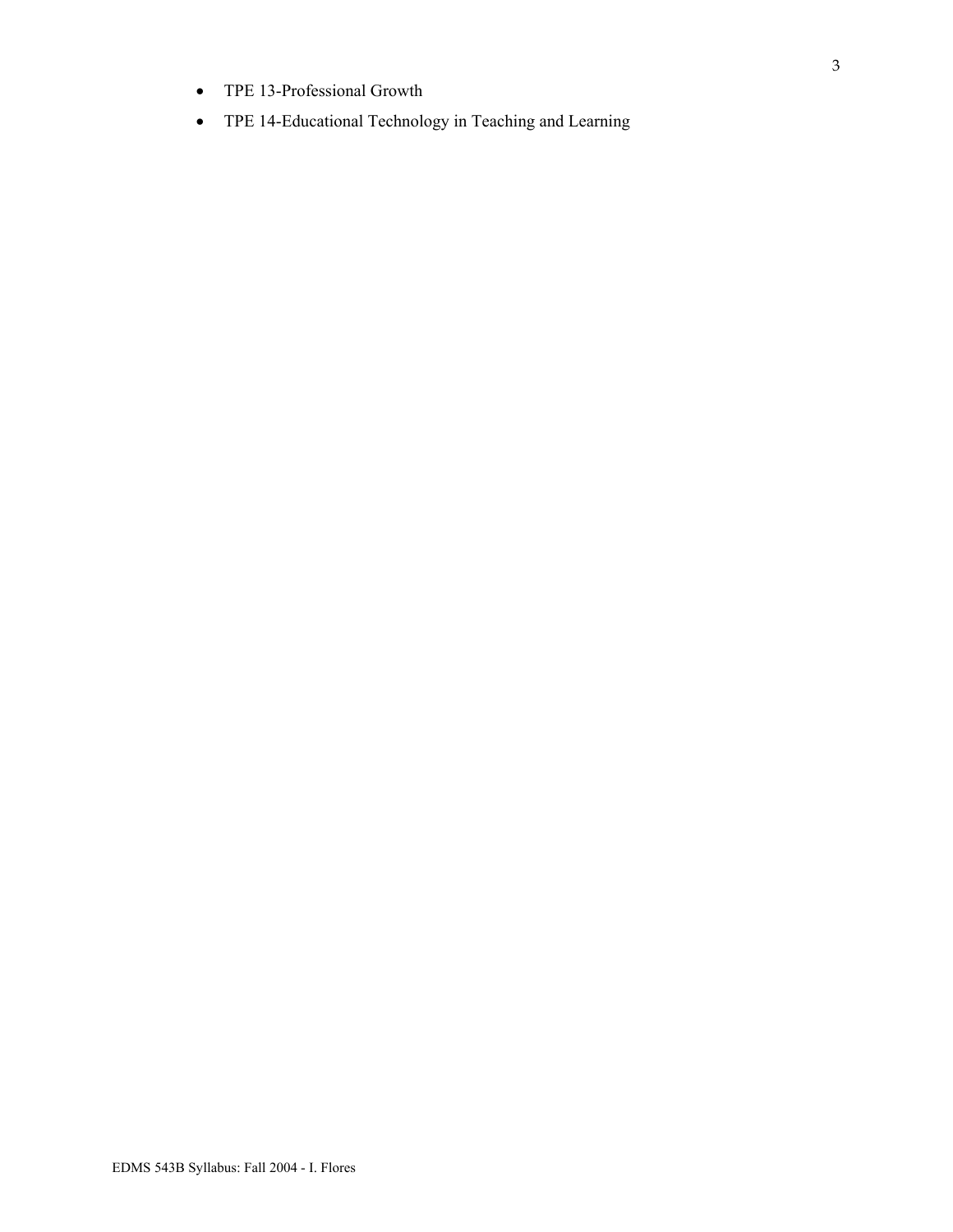- TPE 13-Professional Growth
- TPE 14-Educational Technology in Teaching and Learning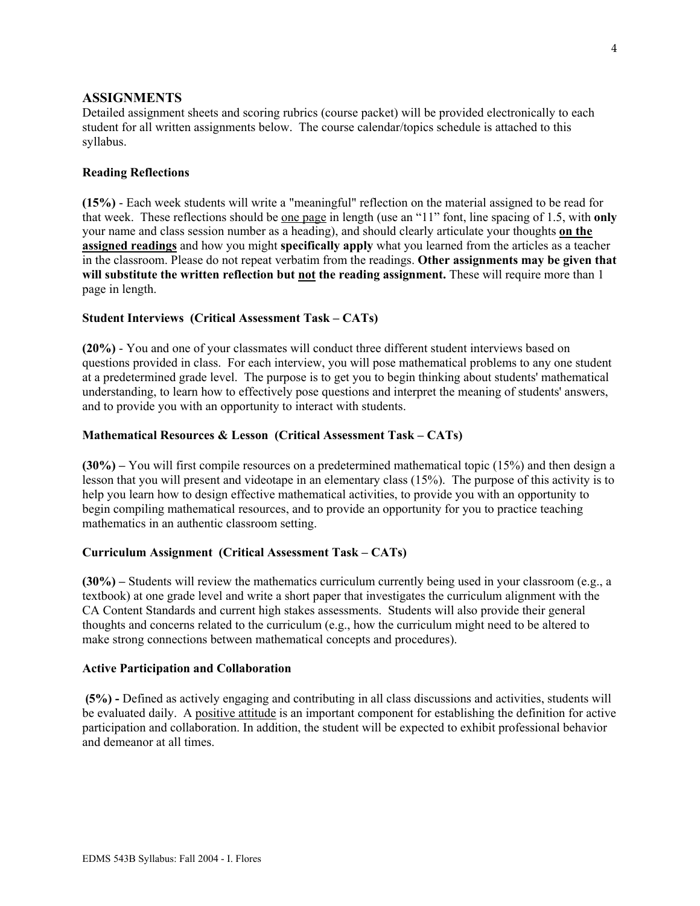## ASSIGNMENTS

Detailed assignment sheets and scoring rubrics (course packet) will be provided electronically to each student for all written assignments below. The course calendar/topics schedule is attached to this syllabus.

### Reading Reflections

**(15%)** - Each week students will write a "meaningful" reflection on the material assigned to be read for that week. These reflections should be one page in length (use an "11" font, line spacing of 1.5, with **only** your name and class session number as a heading), and should clearly articulate your thoughts **on the assigned readings** and how you might **specifically apply** what you learned from the articles as a teacher in the classroom. Please do not repeat verbatim from the readings. **Other assignments may be given that will substitute the written reflection but not the reading assignment.** These will require more than 1 page in length.

### Student Interviews (Critical Assessment Task – CATs)

**(20%)** - You and one of your classmates will conduct three different student interviews based on questions provided in class. For each interview, you will pose mathematical problems to any one student at a predetermined grade level. The purpose is to get you to begin thinking about students' mathematical understanding, to learn how to effectively pose questions and interpret the meaning of students' answers, and to provide you with an opportunity to interact with students.

### Mathematical Resources & Lesson (Critical Assessment Task – CATs)

**(30%) –** You will first compile resources on a predetermined mathematical topic (15%) and then design a lesson that you will present and videotape in an elementary class (15%). The purpose of this activity is to help you learn how to design effective mathematical activities, to provide you with an opportunity to begin compiling mathematical resources, and to provide an opportunity for you to practice teaching mathematics in an authentic classroom setting.

### Curriculum Assignment (Critical Assessment Task – CATs)

**(30%) –** Students will review the mathematics curriculum currently being used in your classroom (e.g., a textbook) at one grade level and write a short paper that investigates the curriculum alignment with the CA Content Standards and current high stakes assessments. Students will also provide their general thoughts and concerns related to the curriculum (e.g., how the curriculum might need to be altered to make strong connections between mathematical concepts and procedures).

### Active Participation and Collaboration

**(5%) -** Defined as actively engaging and contributing in all class discussions and activities, students will be evaluated daily. A positive attitude is an important component for establishing the definition for active participation and collaboration. In addition, the student will be expected to exhibit professional behavior and demeanor at all times.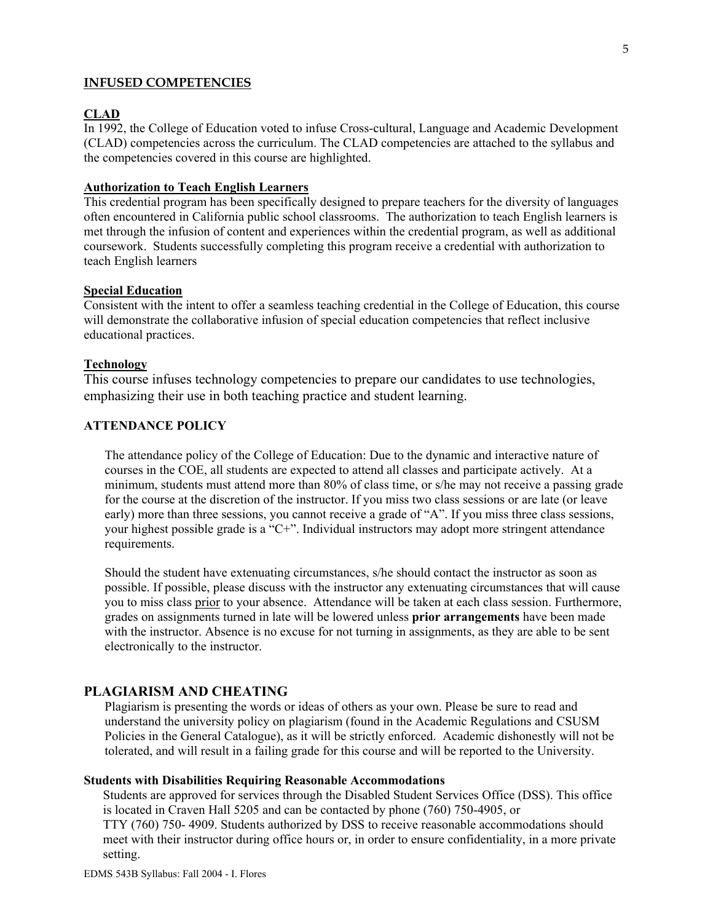## INFUSED COMPETENCIES

### CLAD

In 1992, the College of Education voted to infuse Cross-cultural, Language and Academic Development (CLAD) competencies across the curriculum. The CLAD competencies are attached to the syllabus and the competencies covered in this course are highlighted.

### Authorization to Teach English Learners

This credential program has been specifically designed to prepare teachers for the diversity of languages often encountered in California public school classrooms. The authorization to teach English learners is met through the infusion of content and experiences within the credential program, as well as additional coursework. Students successfully completing this program receive a credential with authorization to teach English learners

### Special Education

Consistent with the intent to offer a seamless teaching credential in the College of Education, this course will demonstrate the collaborative infusion of special education competencies that reflect inclusive educational practices.

### Technology

This course infuses technology competencies to prepare our candidates to use technologies, emphasizing their use in both teaching practice and student learning.

## ATTENDANCE POLICY

The attendance policy of the College of Education: Due to the dynamic and interactive nature of courses in the COE, all students are expected to attend all classes and participate actively. At a minimum, students must attend more than 80% of class time, or s/he may not receive a passing grade for the course at the discretion of the instructor. If you miss two class sessions or are late (or leave early) more than three sessions, you cannot receive a grade of "A". If you miss three class sessions, your highest possible grade is a "C+". Individual instructors may adopt more stringent attendance requirements.

Should the student have extenuating circumstances, s/he should contact the instructor as soon as possible. If possible, please discuss with the instructor any extenuating circumstances that will cause you to miss class prior to your absence. Attendance will be taken at each class session. Furthermore, grades on assignments turned in late will be lowered unless **prior arrangements** have been made with the instructor. Absence is no excuse for not turning in assignments, as they are able to be sent electronically to the instructor.

## PLAGIARISM AND CHEATING

Plagiarism is presenting the words or ideas of others as your own. Please be sure to read and understand the university policy on plagiarism (found in the Academic Regulations and CSUSM Policies in the General Catalogue), as it will be strictly enforced. Academic dishonestly will not be tolerated, and will result in a failing grade for this course and will be reported to the University.

### Students with Disabilities Requiring Reasonable Accommodations

Students are approved for services through the Disabled Student Services Office (DSS). This office is located in Craven Hall 5205 and can be contacted by phone (760) 750-4905, or TTY (760) 750- 4909. Students authorized by DSS to receive reasonable accommodations should meet with their instructor during office hours or, in order to ensure confidentiality, in a more private setting.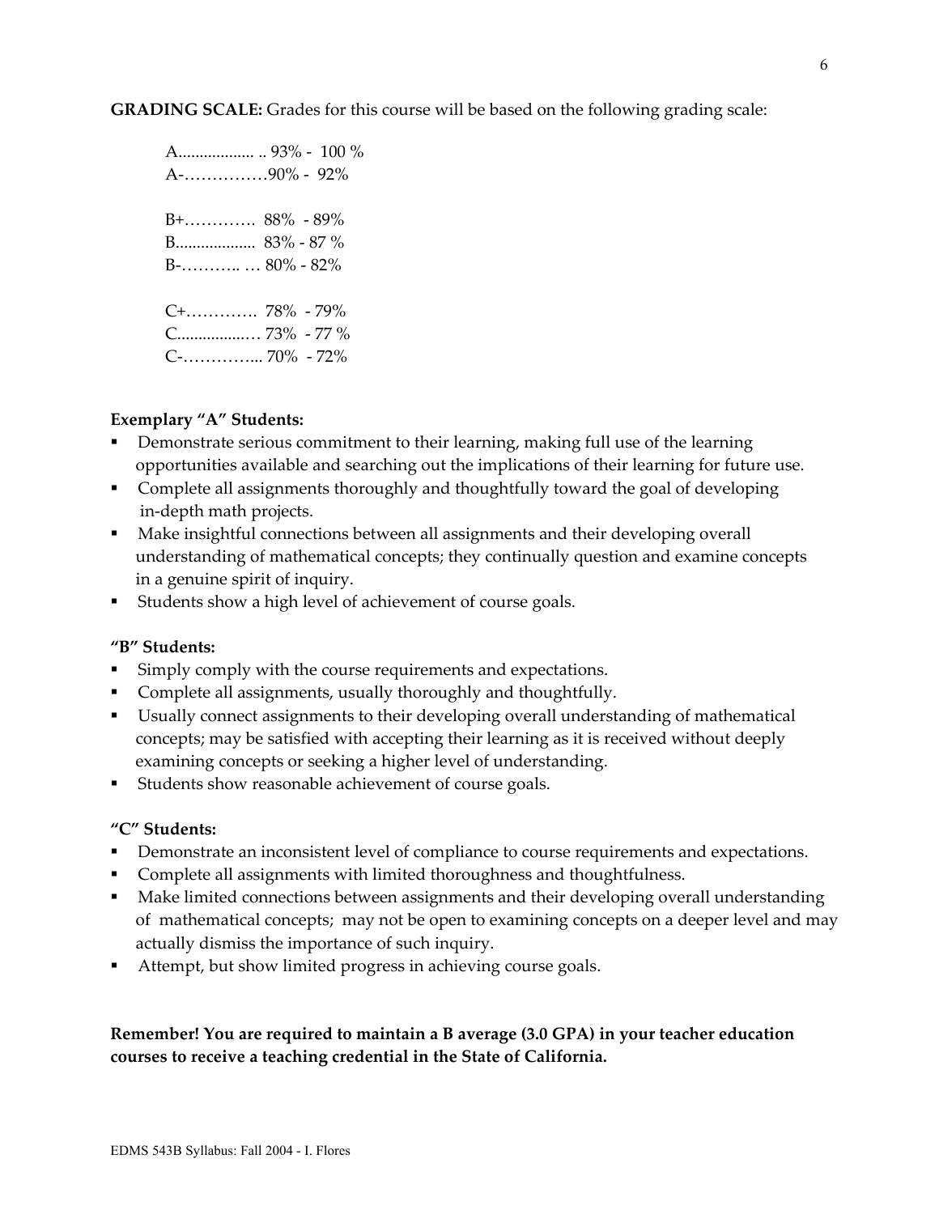**GRADING SCALE:** Grades for this course will be based on the following grading scale:

A.................. .. 93% - 100 %
A-……………90% - 92%

B+…………. 88% - 89%
B................... 83% - 87 %
B-……….. … 80% - 82%

C+…………. 78% - 79%
C................… 73% - 77 %
C-…………... 70% - 72%

**Exemplary "A" Students:**

- Demonstrate serious commitment to their learning, making full use of the learning opportunities available and searching out the implications of their learning for future use.
- Complete all assignments thoroughly and thoughtfully toward the goal of developing in-depth math projects.
- Make insightful connections between all assignments and their developing overall understanding of mathematical concepts; they continually question and examine concepts in a genuine spirit of inquiry.
- Students show a high level of achievement of course goals.

**"B" Students:**

- Simply comply with the course requirements and expectations.
- Complete all assignments, usually thoroughly and thoughtfully.
- Usually connect assignments to their developing overall understanding of mathematical concepts; may be satisfied with accepting their learning as it is received without deeply examining concepts or seeking a higher level of understanding.
- Students show reasonable achievement of course goals.

**"C" Students:**

- Demonstrate an inconsistent level of compliance to course requirements and expectations.
- Complete all assignments with limited thoroughness and thoughtfulness.
- Make limited connections between assignments and their developing overall understanding of mathematical concepts; may not be open to examining concepts on a deeper level and may actually dismiss the importance of such inquiry.
- Attempt, but show limited progress in achieving course goals.

**Remember! You are required to maintain a B average (3.0 GPA) in your teacher education courses to receive a teaching credential in the State of California.**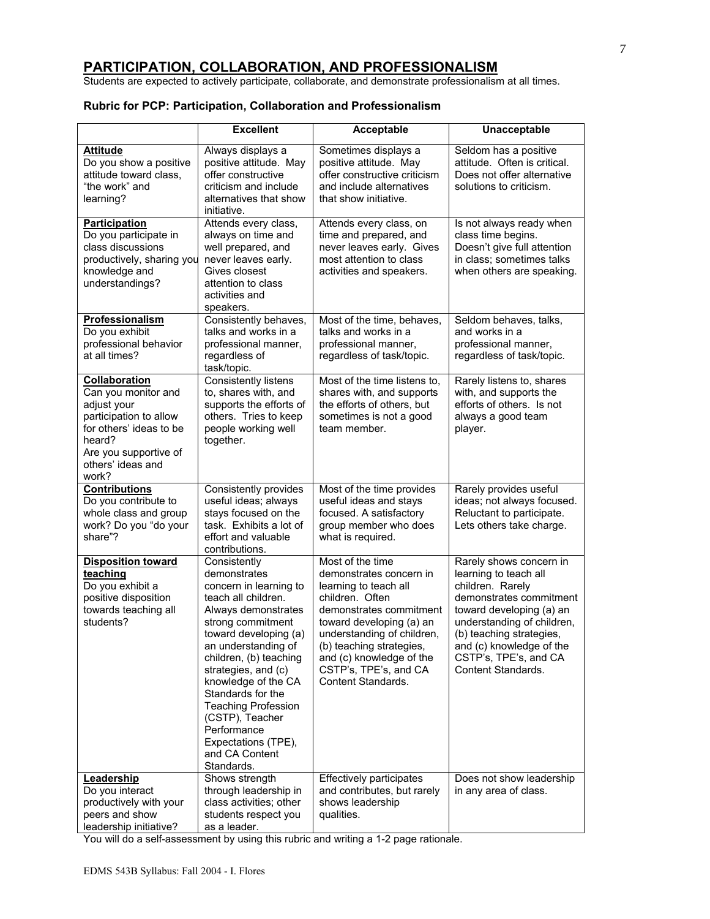## PARTICIPATION, COLLABORATION, AND PROFESSIONALISM

Students are expected to actively participate, collaborate, and demonstrate professionalism at all times.

### Rubric for PCP: Participation, Collaboration and Professionalism

| | Excellent | Acceptable | Unacceptable |
|---|---|---|---|
| **Attitude** Do you show a positive attitude toward class, "the work" and learning? | Always displays a positive attitude. May offer constructive criticism and include alternatives that show initiative. | Sometimes displays a positive attitude. May offer constructive criticism and include alternatives that show initiative. | Seldom has a positive attitude. Often is critical. Does not offer alternative solutions to criticism. |
| **Participation** Do you participate in class discussions productively, sharing you knowledge and understandings? | Attends every class, always on time and well prepared, and never leaves early. Gives closest attention to class activities and speakers. | Attends every class, on time and prepared, and never leaves early. Gives most attention to class activities and speakers. | Is not always ready when class time begins. Doesn't give full attention in class; sometimes talks when others are speaking. |
| **Professionalism** Do you exhibit professional behavior at all times? | Consistently behaves, talks and works in a professional manner, regardless of task/topic. | Most of the time, behaves, talks and works in a professional manner, regardless of task/topic. | Seldom behaves, talks, and works in a professional manner, regardless of task/topic. |
| **Collaboration** Can you monitor and adjust your participation to allow for others' ideas to be heard? Are you supportive of others' ideas and work? | Consistently listens to, shares with, and supports the efforts of others. Tries to keep people working well together. | Most of the time listens to, shares with, and supports the efforts of others, but sometimes is not a good team member. | Rarely listens to, shares with, and supports the efforts of others. Is not always a good team player. |
| **Contributions** Do you contribute to whole class and group work? Do you "do your share"? | Consistently provides useful ideas; always stays focused on the task. Exhibits a lot of effort and valuable contributions. | Most of the time provides useful ideas and stays focused. A satisfactory group member who does what is required. | Rarely provides useful ideas; not always focused. Reluctant to participate. Lets others take charge. |
| **Disposition toward teaching** Do you exhibit a positive disposition towards teaching all students? | Consistently demonstrates concern in learning to teach all children. Always demonstrates strong commitment toward developing (a) an understanding of children, (b) teaching strategies, and (c) knowledge of the CA Standards for the Teaching Profession (CSTP), Teacher Performance Expectations (TPE), and CA Content Standards. | Most of the time demonstrates concern in learning to teach all children. Often demonstrates commitment toward developing (a) an understanding of children, (b) teaching strategies, and (c) knowledge of the CSTP's, TPE's, and CA Content Standards. | Rarely shows concern in learning to teach all children. Rarely demonstrates commitment toward developing (a) an understanding of children, (b) teaching strategies, and (c) knowledge of the CSTP's, TPE's, and CA Content Standards. |
| **Leadership** Do you interact productively with your peers and show leadership initiative? | Shows strength through leadership in class activities; other students respect you as a leader. | Effectively participates and contributes, but rarely shows leadership qualities. | Does not show leadership in any area of class. |

You will do a self-assessment by using this rubric and writing a 1-2 page rationale.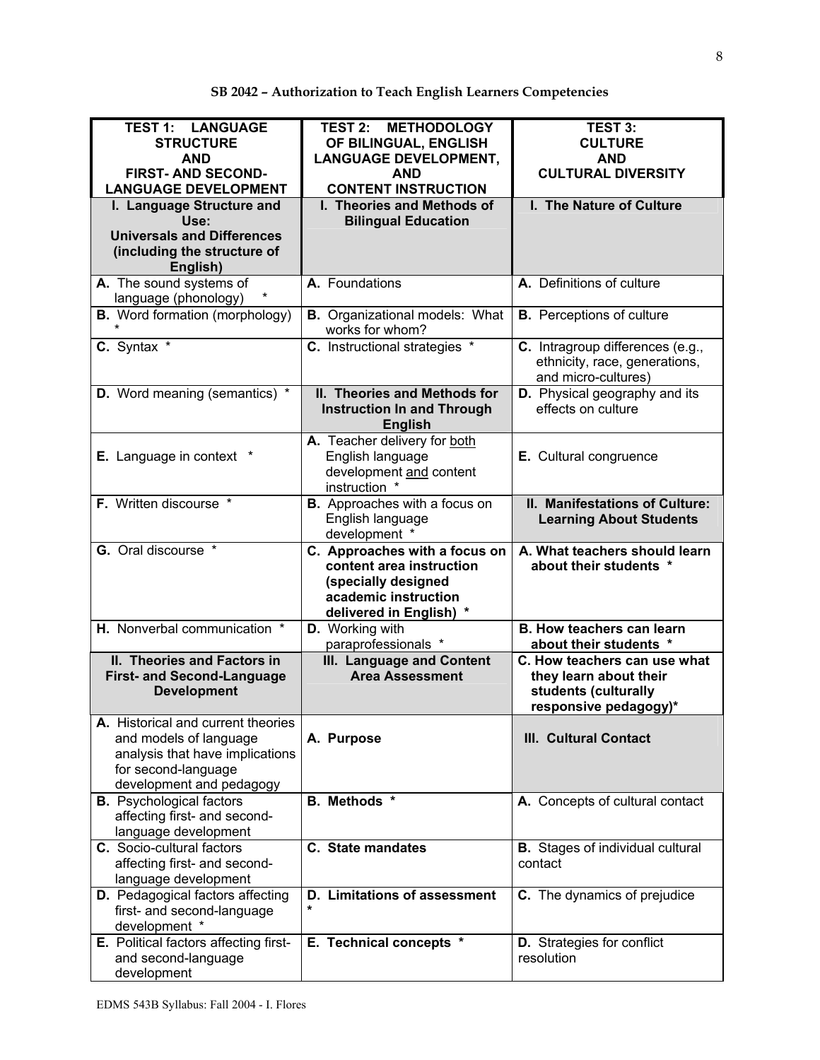## SB 2042 – Authorization to Teach English Learners Competencies

| TEST 1: LANGUAGE STRUCTURE AND FIRST- AND SECOND-LANGUAGE DEVELOPMENT | TEST 2: METHODOLOGY OF BILINGUAL, ENGLISH LANGUAGE DEVELOPMENT, AND CONTENT INSTRUCTION | TEST 3: CULTURE AND CULTURAL DIVERSITY |
|---|---|---|
| **I. Language Structure and Use: Universals and Differences (including the structure of English)** | **I. Theories and Methods of Bilingual Education** | **I. The Nature of Culture** |
| **A.** The sound systems of language (phonology) * | **A.** Foundations | **A.** Definitions of culture |
| **B.** Word formation (morphology) * | **B.** Organizational models: What works for whom? | **B.** Perceptions of culture |
| **C.** Syntax * | **C.** Instructional strategies * | **C.** Intragroup differences (e.g., ethnicity, race, generations, and micro-cultures) |
| **D.** Word meaning (semantics) * | **II. Theories and Methods for Instruction In and Through English** | **D.** Physical geography and its effects on culture |
| **E.** Language in context * | **A.** Teacher delivery for both English language development and content instruction * | **E.** Cultural congruence |
| **F.** Written discourse * | **B.** Approaches with a focus on English language development * | **II. Manifestations of Culture: Learning About Students** |
| **G.** Oral discourse * | **C. Approaches with a focus on content area instruction (specially designed academic instruction delivered in English) *** | **A. What teachers should learn about their students *** |
| **H.** Nonverbal communication * | **D.** Working with paraprofessionals * | **B. How teachers can learn about their students *** |
| **II. Theories and Factors in First- and Second-Language Development** | **III. Language and Content Area Assessment** | **C. How teachers can use what they learn about their students (culturally responsive pedagogy)*** |
| **A.** Historical and current theories and models of language analysis that have implications for second-language development and pedagogy | **A. Purpose** | **III. Cultural Contact** |
| **B.** Psychological factors affecting first- and second-language development | **B. Methods *** | **A.** Concepts of cultural contact |
| **C.** Socio-cultural factors affecting first- and second-language development | **C. State mandates** | **B.** Stages of individual cultural contact |
| **D.** Pedagogical factors affecting first- and second-language development * | **D. Limitations of assessment *** | **C.** The dynamics of prejudice |
| **E.** Political factors affecting first- and second-language development | **E. Technical concepts *** | **D.** Strategies for conflict resolution |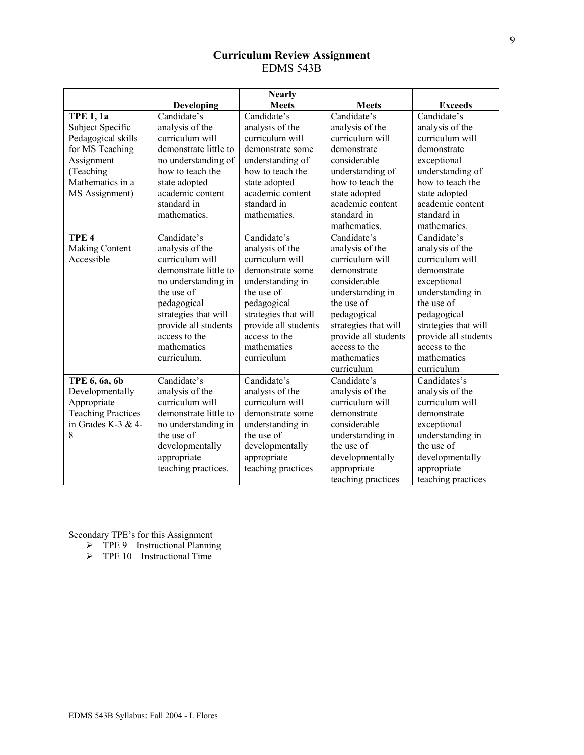# Curriculum Review Assignment

EDMS 543B

| | Developing | Nearly Meets | Meets | Exceeds |
|---|---|---|---|---|
| **TPE 1, 1a** Subject Specific Pedagogical skills for MS Teaching Assignment (Teaching Mathematics in a MS Assignment) | Candidate's analysis of the curriculum will demonstrate little to no understanding of how to teach the state adopted academic content standard in mathematics. | Candidate's analysis of the curriculum will demonstrate some understanding of how to teach the state adopted academic content standard in mathematics. | Candidate's analysis of the curriculum will demonstrate considerable understanding of how to teach the state adopted academic content standard in mathematics. | Candidate's analysis of the curriculum will demonstrate exceptional understanding of how to teach the state adopted academic content standard in mathematics. |
| **TPE 4** Making Content Accessible | Candidate's analysis of the curriculum will demonstrate little to no understanding in the use of pedagogical strategies that will provide all students access to the mathematics curriculum. | Candidate's analysis of the curriculum will demonstrate some understanding in the use of pedagogical strategies that will provide all students access to the mathematics curriculum | Candidate's analysis of the curriculum will demonstrate considerable understanding in the use of pedagogical strategies that will provide all students access to the mathematics curriculum | Candidate's analysis of the curriculum will demonstrate exceptional understanding in the use of pedagogical strategies that will provide all students access to the mathematics curriculum |
| **TPE 6, 6a, 6b** Developmentally Appropriate Teaching Practices in Grades K-3 & 4-8 | Candidate's analysis of the curriculum will demonstrate little to no understanding in the use of developmentally appropriate teaching practices. | Candidate's analysis of the curriculum will demonstrate some understanding in the use of developmentally appropriate teaching practices | Candidate's analysis of the curriculum will demonstrate considerable understanding in the use of developmentally appropriate teaching practices | Candidates's analysis of the curriculum will demonstrate exceptional understanding in the use of developmentally appropriate teaching practices |

<u>Secondary TPE's for this Assignment</u>

- TPE 9 – Instructional Planning
- TPE 10 – Instructional Time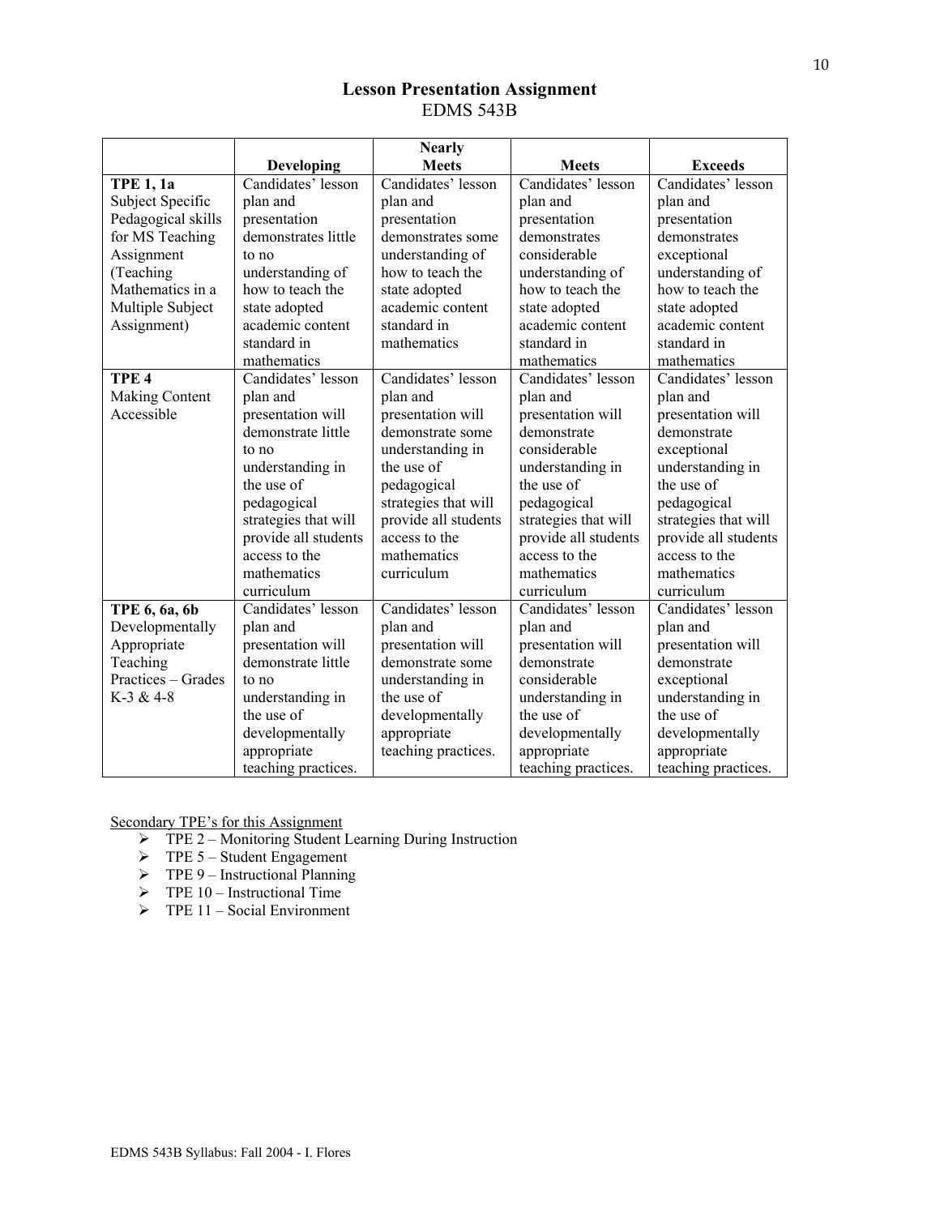## Lesson Presentation Assignment
EDMS 543B

| | Developing | Nearly Meets | Meets | Exceeds |
|---|---|---|---|---|
| **TPE 1, 1a** Subject Specific Pedagogical skills for MS Teaching Assignment (Teaching Mathematics in a Multiple Subject Assignment) | Candidates' lesson plan and presentation demonstrates little to no understanding of how to teach the state adopted academic content standard in mathematics | Candidates' lesson plan and presentation demonstrates some understanding of how to teach the state adopted academic content standard in mathematics | Candidates' lesson plan and presentation demonstrates considerable understanding of how to teach the state adopted academic content standard in mathematics | Candidates' lesson plan and presentation demonstrates exceptional understanding of how to teach the state adopted academic content standard in mathematics |
| **TPE 4** Making Content Accessible | Candidates' lesson plan and presentation will demonstrate little to no understanding in the use of pedagogical strategies that will provide all students access to the mathematics curriculum | Candidates' lesson plan and presentation will demonstrate some understanding in the use of pedagogical strategies that will provide all students access to the mathematics curriculum | Candidates' lesson plan and presentation will demonstrate considerable understanding in the use of pedagogical strategies that will provide all students access to the mathematics curriculum | Candidates' lesson plan and presentation will demonstrate exceptional understanding in the use of pedagogical strategies that will provide all students access to the mathematics curriculum |
| **TPE 6, 6a, 6b** Developmentally Appropriate Teaching Practices – Grades K-3 & 4-8 | Candidates' lesson plan and presentation will demonstrate little to no understanding in the use of developmentally appropriate teaching practices. | Candidates' lesson plan and presentation will demonstrate some understanding in the use of developmentally appropriate teaching practices. | Candidates' lesson plan and presentation will demonstrate considerable understanding in the use of developmentally appropriate teaching practices. | Candidates' lesson plan and presentation will demonstrate exceptional understanding in the use of developmentally appropriate teaching practices. |

Secondary TPE's for this Assignment

- TPE 2 – Monitoring Student Learning During Instruction
- TPE 5 – Student Engagement
- TPE 9 – Instructional Planning
- TPE 10 – Instructional Time
- TPE 11 – Social Environment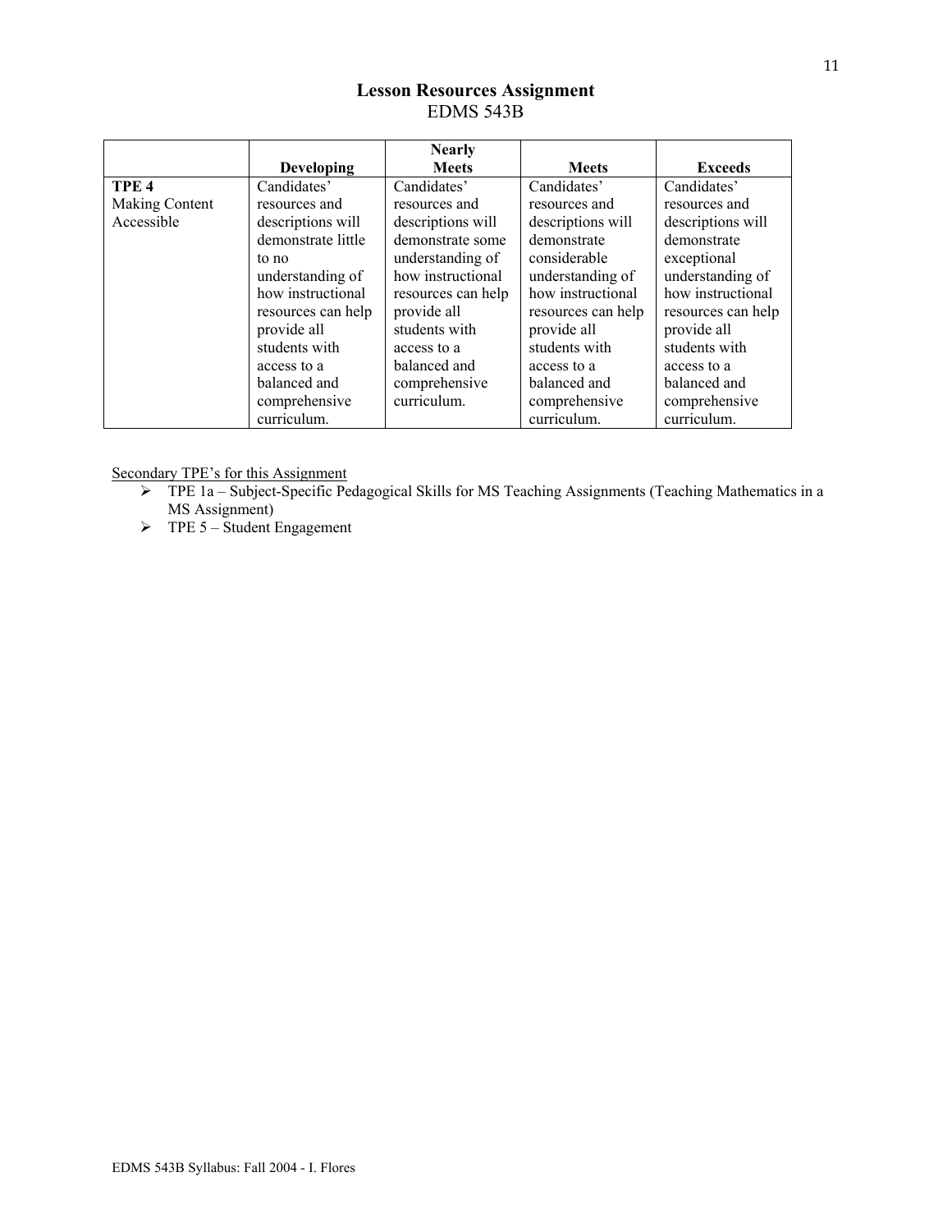## Lesson Resources Assignment
EDMS 543B

| | Developing | Nearly Meets | Meets | Exceeds |
|---|---|---|---|---|
| **TPE 4** Making Content Accessible | Candidates' resources and descriptions will demonstrate little to no understanding of how instructional resources can help provide all students with access to a balanced and comprehensive curriculum. | Candidates' resources and descriptions will demonstrate some understanding of how instructional resources can help provide all students with access to a balanced and comprehensive curriculum. | Candidates' resources and descriptions will demonstrate considerable understanding of how instructional resources can help provide all students with access to a balanced and comprehensive curriculum. | Candidates' resources and descriptions will demonstrate exceptional understanding of how instructional resources can help provide all students with access to a balanced and comprehensive curriculum. |

Secondary TPE's for this Assignment

- TPE 1a – Subject-Specific Pedagogical Skills for MS Teaching Assignments (Teaching Mathematics in a MS Assignment)
- TPE 5 – Student Engagement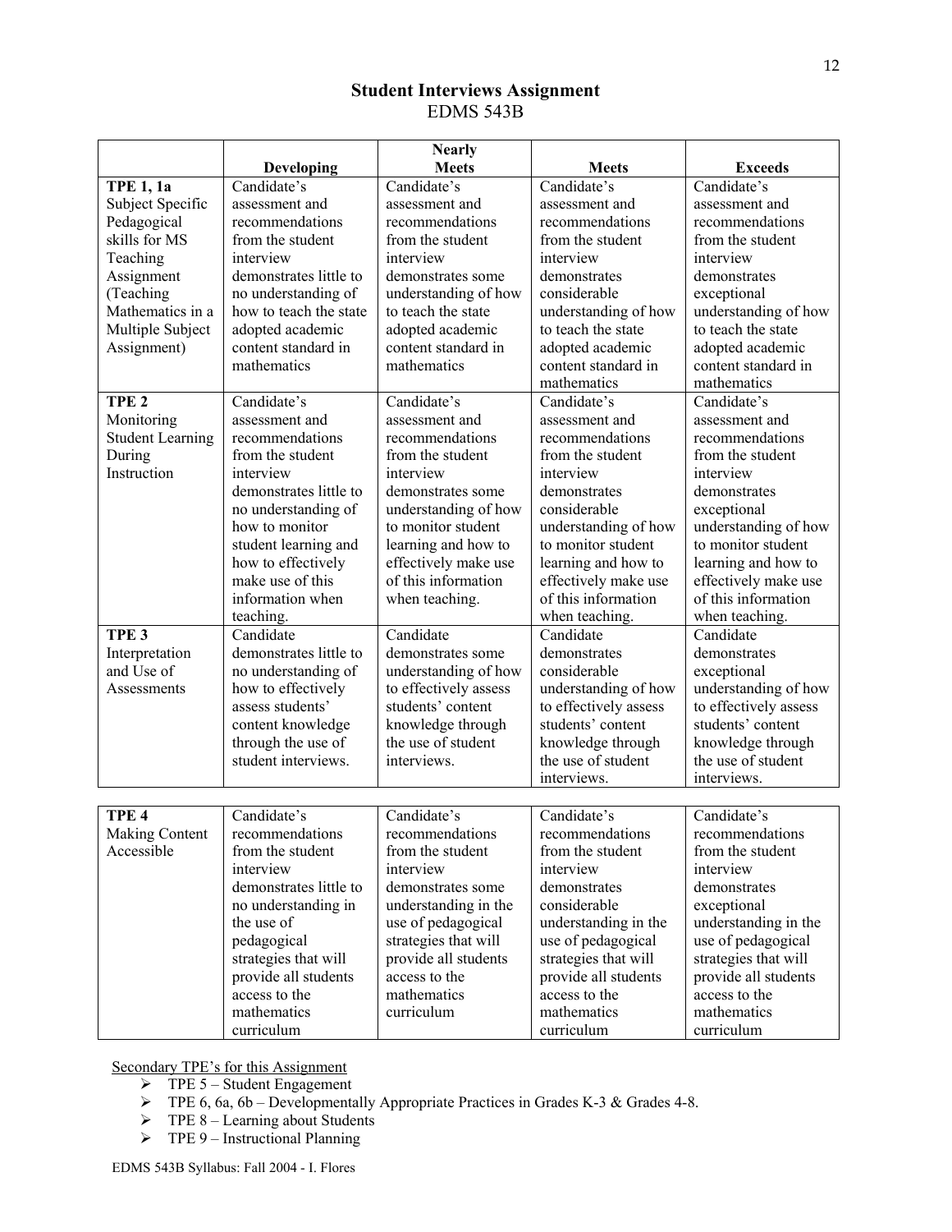## Student Interviews Assignment
EDMS 543B

| | Developing | Nearly Meets | Meets | Exceeds |
|---|---|---|---|---|
| **TPE 1, 1a** Subject Specific Pedagogical skills for MS Teaching Assignment (Teaching Mathematics in a Multiple Subject Assignment) | Candidate's assessment and recommendations from the student interview demonstrates little to no understanding of how to teach the state adopted academic content standard in mathematics | Candidate's assessment and recommendations from the student interview demonstrates some understanding of how to teach the state adopted academic content standard in mathematics | Candidate's assessment and recommendations from the student interview demonstrates considerable understanding of how to teach the state adopted academic content standard in mathematics | Candidate's assessment and recommendations from the student interview demonstrates exceptional understanding of how to teach the state adopted academic content standard in mathematics |
| **TPE 2** Monitoring Student Learning During Instruction | Candidate's assessment and recommendations from the student interview demonstrates little to no understanding of how to monitor student learning and how to effectively make use of this information when teaching. | Candidate's assessment and recommendations from the student interview demonstrates some understanding of how to monitor student learning and how to effectively make use of this information when teaching. | Candidate's assessment and recommendations from the student interview demonstrates considerable understanding of how to monitor student learning and how to effectively make use of this information when teaching. | Candidate's assessment and recommendations from the student interview demonstrates exceptional understanding of how to monitor student learning and how to effectively make use of this information when teaching. |
| **TPE 3** Interpretation and Use of Assessments | Candidate demonstrates little to no understanding of how to effectively assess students' content knowledge through the use of student interviews. | Candidate demonstrates some understanding of how to effectively assess students' content knowledge through the use of student interviews. | Candidate demonstrates considerable understanding of how to effectively assess students' content knowledge through the use of student interviews. | Candidate demonstrates exceptional understanding of how to effectively assess students' content knowledge through the use of student interviews. |
| **TPE 4** Making Content Accessible | Candidate's recommendations from the student interview demonstrates little to no understanding in the use of pedagogical strategies that will provide all students access to the mathematics curriculum | Candidate's recommendations from the student interview demonstrates some understanding in the use of pedagogical strategies that will provide all students access to the mathematics curriculum | Candidate's recommendations from the student interview demonstrates considerable understanding in the use of pedagogical strategies that will provide all students access to the mathematics curriculum | Candidate's recommendations from the student interview demonstrates exceptional understanding in the use of pedagogical strategies that will provide all students access to the mathematics curriculum |

<u>Secondary TPE's for this Assignment</u>

- TPE 5 – Student Engagement
- TPE 6, 6a, 6b – Developmentally Appropriate Practices in Grades K-3 & Grades 4-8.
- TPE 8 – Learning about Students
- TPE 9 – Instructional Planning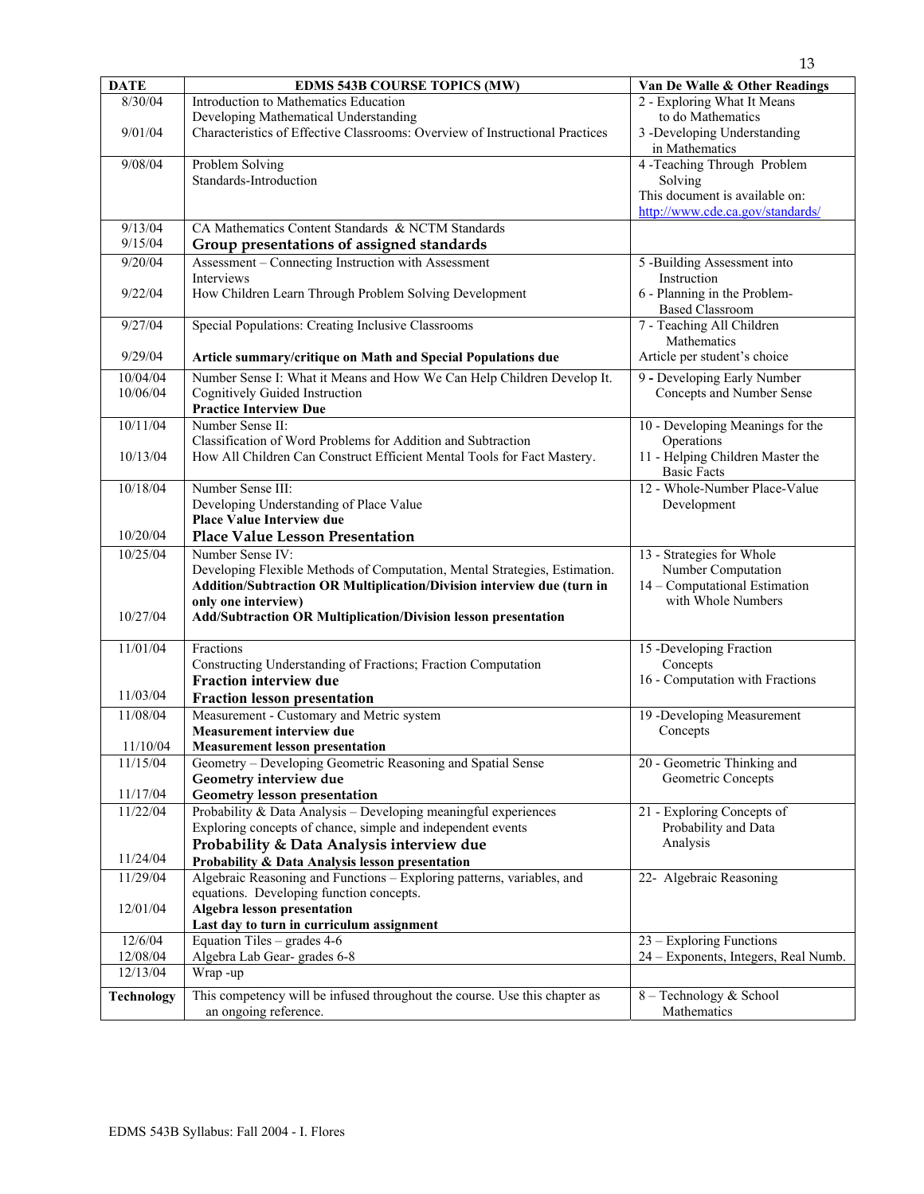| DATE | EDMS 543B COURSE TOPICS (MW) | Van De Walle & Other Readings |
|---|---|---|
| 8/30/04<br><br>9/01/04 | Introduction to Mathematics Education<br>Developing Mathematical Understanding<br>Characteristics of Effective Classrooms: Overview of Instructional Practices | 2 - Exploring What It Means to do Mathematics<br>3 -Developing Understanding in Mathematics |
| 9/08/04 | Problem Solving<br>Standards-Introduction | 4 -Teaching Through Problem Solving<br>This document is available on: http://www.cde.ca.gov/standards/ |
| 9/13/04<br>9/15/04 | CA Mathematics Content Standards & NCTM Standards<br>**Group presentations of assigned standards** | |
| 9/20/04<br><br>9/22/04 | Assessment – Connecting Instruction with Assessment<br>Interviews<br>How Children Learn Through Problem Solving Development | 5 -Building Assessment into Instruction<br>6 - Planning in the Problem-Based Classroom |
| 9/27/04<br><br>9/29/04 | Special Populations: Creating Inclusive Classrooms<br><br>**Article summary/critique on Math and Special Populations due** | 7 - Teaching All Children Mathematics<br>Article per student's choice |
| 10/04/04<br>10/06/04 | Number Sense I: What it Means and How We Can Help Children Develop It.<br>Cognitively Guided Instruction<br>**Practice Interview Due** | 9 - Developing Early Number Concepts and Number Sense |
| 10/11/04<br><br>10/13/04 | Number Sense II:<br>Classification of Word Problems for Addition and Subtraction<br>How All Children Can Construct Efficient Mental Tools for Fact Mastery. | 10 - Developing Meanings for the Operations<br>11 - Helping Children Master the Basic Facts |
| 10/18/04<br><br><br>10/20/04 | Number Sense III:<br>Developing Understanding of Place Value<br>**Place Value Interview due**<br>**Place Value Lesson Presentation** | 12 - Whole-Number Place-Value Development |
| 10/25/04<br><br><br><br>10/27/04 | Number Sense IV:<br>Developing Flexible Methods of Computation, Mental Strategies, Estimation.<br>**Addition/Subtraction OR Multiplication/Division interview due (turn in only one interview)**<br>**Add/Subtraction OR Multiplication/Division lesson presentation** | 13 - Strategies for Whole Number Computation<br>14 – Computational Estimation with Whole Numbers |
| 11/01/04<br><br><br>11/03/04 | Fractions<br>Constructing Understanding of Fractions; Fraction Computation<br>**Fraction interview due**<br>**Fraction lesson presentation** | 15 -Developing Fraction Concepts<br>16 - Computation with Fractions |
| 11/08/04<br><br>11/10/04 | Measurement - Customary and Metric system<br>**Measurement interview due**<br>**Measurement lesson presentation** | 19 -Developing Measurement Concepts |
| 11/15/04<br><br>11/17/04 | Geometry – Developing Geometric Reasoning and Spatial Sense<br>**Geometry interview due**<br>**Geometry lesson presentation** | 20 - Geometric Thinking and Geometric Concepts |
| 11/22/04<br><br><br>11/24/04 | Probability & Data Analysis – Developing meaningful experiences<br>Exploring concepts of chance, simple and independent events<br>**Probability & Data Analysis interview due**<br>**Probability & Data Analysis lesson presentation** | 21 - Exploring Concepts of Probability and Data Analysis |
| 11/29/04<br><br>12/01/04 | Algebraic Reasoning and Functions – Exploring patterns, variables, and equations. Developing function concepts.<br>**Algebra lesson presentation**<br>**Last day to turn in curriculum assignment** | 22- Algebraic Reasoning |
| 12/6/04<br>12/08/04 | Equation Tiles – grades 4-6<br>Algebra Lab Gear- grades 6-8 | 23 – Exploring Functions<br>24 – Exponents, Integers, Real Numb. |
| 12/13/04 | Wrap -up | |
| **Technology** | This competency will be infused throughout the course. Use this chapter as an ongoing reference. | 8 – Technology & School Mathematics |

EDMS 543B Syllabus: Fall 2004 - I. Flores